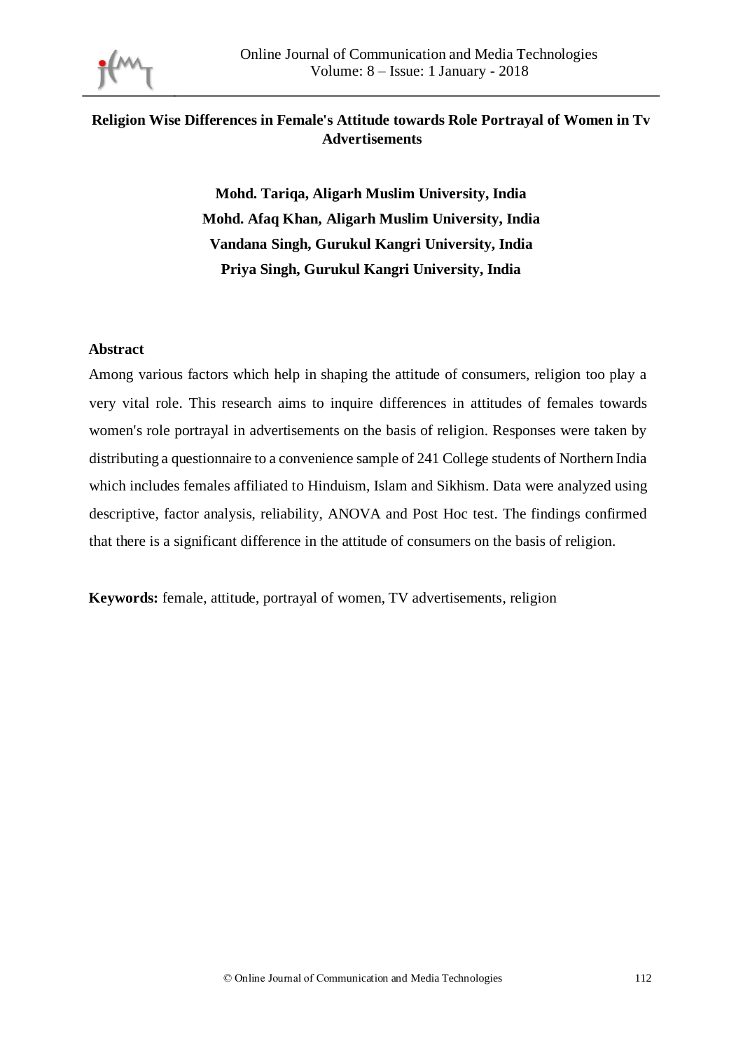# Religion Wise Differences in Female's Attitude towards Role Portrayal of Women in Tv Advertisements

**Mohd. Tariqa, Aligarh Muslim University, India**
**Mohd. Afaq Khan, Aligarh Muslim University, India**
**Vandana Singh, Gurukul Kangri University, India**
**Priya Singh, Gurukul Kangri University, India**

## Abstract

Among various factors which help in shaping the attitude of consumers, religion too play a very vital role. This research aims to inquire differences in attitudes of females towards women's role portrayal in advertisements on the basis of religion. Responses were taken by distributing a questionnaire to a convenience sample of 241 College students of Northern India which includes females affiliated to Hinduism, Islam and Sikhism. Data were analyzed using descriptive, factor analysis, reliability, ANOVA and Post Hoc test. The findings confirmed that there is a significant difference in the attitude of consumers on the basis of religion.

**Keywords:** female, attitude, portrayal of women, TV advertisements, religion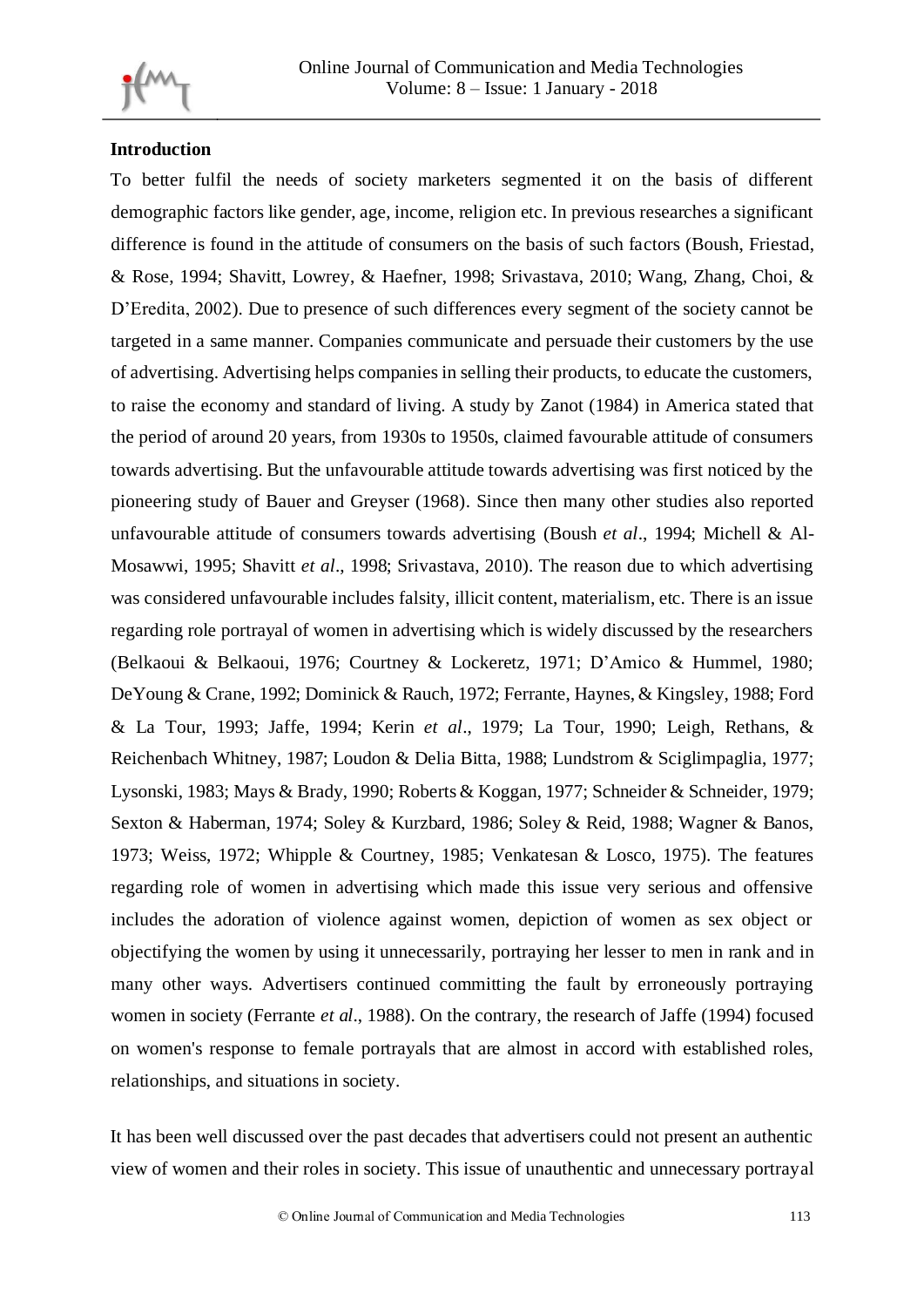**Introduction**

To better fulfil the needs of society marketers segmented it on the basis of different demographic factors like gender, age, income, religion etc. In previous researches a significant difference is found in the attitude of consumers on the basis of such factors (Boush, Friestad, & Rose, 1994; Shavitt, Lowrey, & Haefner, 1998; Srivastava, 2010; Wang, Zhang, Choi, & D'Eredita, 2002). Due to presence of such differences every segment of the society cannot be targeted in a same manner. Companies communicate and persuade their customers by the use of advertising. Advertising helps companies in selling their products, to educate the customers, to raise the economy and standard of living. A study by Zanot (1984) in America stated that the period of around 20 years, from 1930s to 1950s, claimed favourable attitude of consumers towards advertising. But the unfavourable attitude towards advertising was first noticed by the pioneering study of Bauer and Greyser (1968). Since then many other studies also reported unfavourable attitude of consumers towards advertising (Boush *et al*., 1994; Michell & Al-Mosawwi, 1995; Shavitt *et al*., 1998; Srivastava, 2010). The reason due to which advertising was considered unfavourable includes falsity, illicit content, materialism, etc. There is an issue regarding role portrayal of women in advertising which is widely discussed by the researchers (Belkaoui & Belkaoui, 1976; Courtney & Lockeretz, 1971; D'Amico & Hummel, 1980; DeYoung & Crane, 1992; Dominick & Rauch, 1972; Ferrante, Haynes, & Kingsley, 1988; Ford & La Tour, 1993; Jaffe, 1994; Kerin *et al*., 1979; La Tour, 1990; Leigh, Rethans, & Reichenbach Whitney, 1987; Loudon & Delia Bitta, 1988; Lundstrom & Sciglimpaglia, 1977; Lysonski, 1983; Mays & Brady, 1990; Roberts & Koggan, 1977; Schneider & Schneider, 1979; Sexton & Haberman, 1974; Soley & Kurzbard, 1986; Soley & Reid, 1988; Wagner & Banos, 1973; Weiss, 1972; Whipple & Courtney, 1985; Venkatesan & Losco, 1975). The features regarding role of women in advertising which made this issue very serious and offensive includes the adoration of violence against women, depiction of women as sex object or objectifying the women by using it unnecessarily, portraying her lesser to men in rank and in many other ways. Advertisers continued committing the fault by erroneously portraying women in society (Ferrante *et al*., 1988). On the contrary, the research of Jaffe (1994) focused on women's response to female portrayals that are almost in accord with established roles, relationships, and situations in society.

It has been well discussed over the past decades that advertisers could not present an authentic view of women and their roles in society. This issue of unauthentic and unnecessary portrayal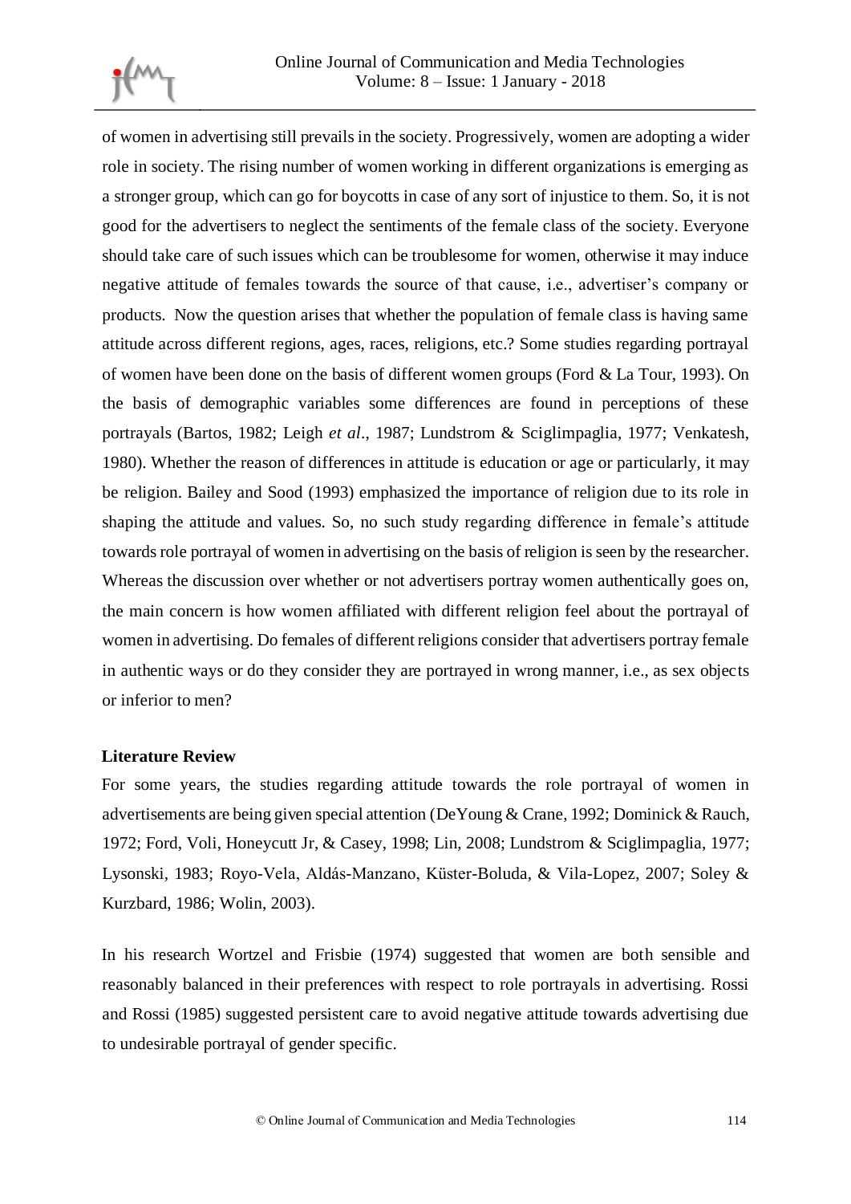of women in advertising still prevails in the society. Progressively, women are adopting a wider role in society. The rising number of women working in different organizations is emerging as a stronger group, which can go for boycotts in case of any sort of injustice to them. So, it is not good for the advertisers to neglect the sentiments of the female class of the society. Everyone should take care of such issues which can be troublesome for women, otherwise it may induce negative attitude of females towards the source of that cause, i.e., advertiser's company or products. Now the question arises that whether the population of female class is having same attitude across different regions, ages, races, religions, etc.? Some studies regarding portrayal of women have been done on the basis of different women groups (Ford & La Tour, 1993). On the basis of demographic variables some differences are found in perceptions of these portrayals (Bartos, 1982; Leigh *et al*., 1987; Lundstrom & Sciglimpaglia, 1977; Venkatesh, 1980). Whether the reason of differences in attitude is education or age or particularly, it may be religion. Bailey and Sood (1993) emphasized the importance of religion due to its role in shaping the attitude and values. So, no such study regarding difference in female's attitude towards role portrayal of women in advertising on the basis of religion is seen by the researcher. Whereas the discussion over whether or not advertisers portray women authentically goes on, the main concern is how women affiliated with different religion feel about the portrayal of women in advertising. Do females of different religions consider that advertisers portray female in authentic ways or do they consider they are portrayed in wrong manner, i.e., as sex objects or inferior to men?

**Literature Review**

For some years, the studies regarding attitude towards the role portrayal of women in advertisements are being given special attention (DeYoung & Crane, 1992; Dominick & Rauch, 1972; Ford, Voli, Honeycutt Jr, & Casey, 1998; Lin, 2008; Lundstrom & Sciglimpaglia, 1977; Lysonski, 1983; Royo-Vela, Aldás-Manzano, Küster-Boluda, & Vila-Lopez, 2007; Soley & Kurzbard, 1986; Wolin, 2003).

In his research Wortzel and Frisbie (1974) suggested that women are both sensible and reasonably balanced in their preferences with respect to role portrayals in advertising. Rossi and Rossi (1985) suggested persistent care to avoid negative attitude towards advertising due to undesirable portrayal of gender specific.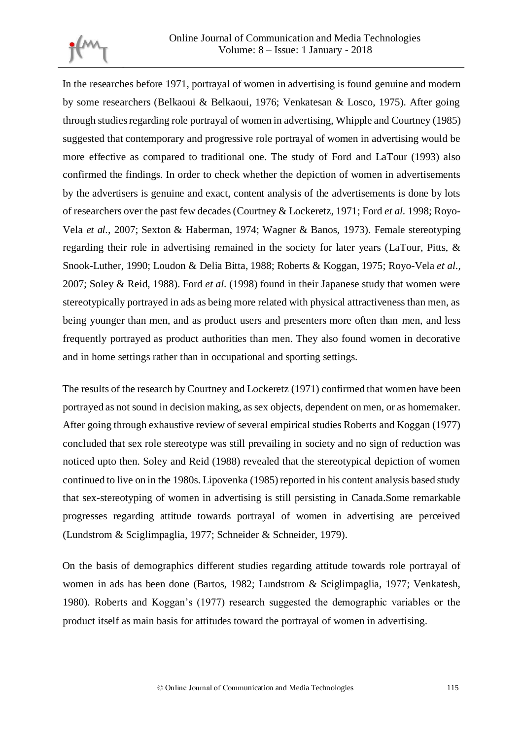In the researches before 1971, portrayal of women in advertising is found genuine and modern by some researchers (Belkaoui & Belkaoui, 1976; Venkatesan & Losco, 1975). After going through studies regarding role portrayal of women in advertising, Whipple and Courtney (1985) suggested that contemporary and progressive role portrayal of women in advertising would be more effective as compared to traditional one. The study of Ford and LaTour (1993) also confirmed the findings. In order to check whether the depiction of women in advertisements by the advertisers is genuine and exact, content analysis of the advertisements is done by lots of researchers over the past few decades (Courtney & Lockeretz, 1971; Ford *et al.* 1998; Royo-Vela *et al.,* 2007; Sexton & Haberman, 1974; Wagner & Banos, 1973). Female stereotyping regarding their role in advertising remained in the society for later years (LaTour, Pitts, & Snook-Luther, 1990; Loudon & Delia Bitta, 1988; Roberts & Koggan, 1975; Royo-Vela *et al.,* 2007; Soley & Reid, 1988). Ford *et al.* (1998) found in their Japanese study that women were stereotypically portrayed in ads as being more related with physical attractiveness than men, as being younger than men, and as product users and presenters more often than men, and less frequently portrayed as product authorities than men. They also found women in decorative and in home settings rather than in occupational and sporting settings.

The results of the research by Courtney and Lockeretz (1971) confirmed that women have been portrayed as not sound in decision making, as sex objects, dependent on men, or as homemaker. After going through exhaustive review of several empirical studies Roberts and Koggan (1977) concluded that sex role stereotype was still prevailing in society and no sign of reduction was noticed upto then. Soley and Reid (1988) revealed that the stereotypical depiction of women continued to live on in the 1980s. Lipovenka (1985) reported in his content analysis based study that sex-stereotyping of women in advertising is still persisting in Canada.Some remarkable progresses regarding attitude towards portrayal of women in advertising are perceived (Lundstrom & Sciglimpaglia, 1977; Schneider & Schneider, 1979).

On the basis of demographics different studies regarding attitude towards role portrayal of women in ads has been done (Bartos, 1982; Lundstrom & Sciglimpaglia, 1977; Venkatesh, 1980). Roberts and Koggan's (1977) research suggested the demographic variables or the product itself as main basis for attitudes toward the portrayal of women in advertising.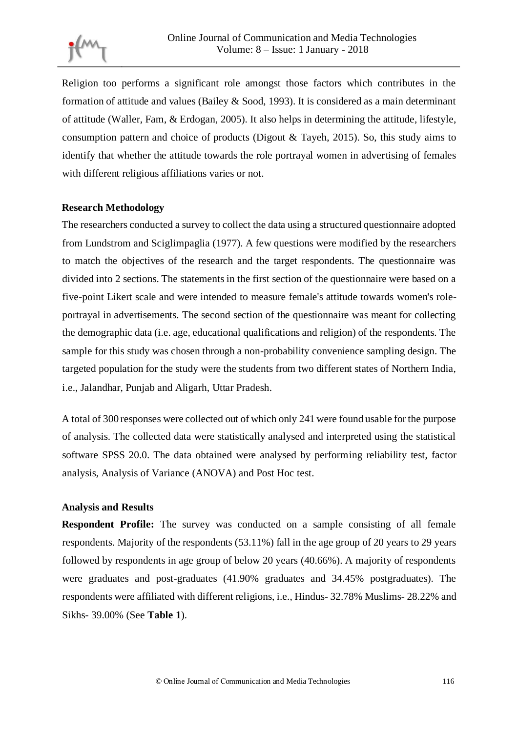Religion too performs a significant role amongst those factors which contributes in the formation of attitude and values (Bailey & Sood, 1993). It is considered as a main determinant of attitude (Waller, Fam, & Erdogan, 2005). It also helps in determining the attitude, lifestyle, consumption pattern and choice of products (Digout & Tayeh, 2015). So, this study aims to identify that whether the attitude towards the role portrayal women in advertising of females with different religious affiliations varies or not.

## Research Methodology

The researchers conducted a survey to collect the data using a structured questionnaire adopted from Lundstrom and Sciglimpaglia (1977). A few questions were modified by the researchers to match the objectives of the research and the target respondents. The questionnaire was divided into 2 sections. The statements in the first section of the questionnaire were based on a five-point Likert scale and were intended to measure female's attitude towards women's role-portrayal in advertisements. The second section of the questionnaire was meant for collecting the demographic data (i.e. age, educational qualifications and religion) of the respondents. The sample for this study was chosen through a non-probability convenience sampling design. The targeted population for the study were the students from two different states of Northern India, i.e., Jalandhar, Punjab and Aligarh, Uttar Pradesh.

A total of 300 responses were collected out of which only 241 were found usable for the purpose of analysis. The collected data were statistically analysed and interpreted using the statistical software SPSS 20.0. The data obtained were analysed by performing reliability test, factor analysis, Analysis of Variance (ANOVA) and Post Hoc test.

## Analysis and Results

**Respondent Profile:** The survey was conducted on a sample consisting of all female respondents. Majority of the respondents (53.11%) fall in the age group of 20 years to 29 years followed by respondents in age group of below 20 years (40.66%). A majority of respondents were graduates and post-graduates (41.90% graduates and 34.45% postgraduates). The respondents were affiliated with different religions, i.e., Hindus- 32.78% Muslims- 28.22% and Sikhs- 39.00% (See **Table 1**).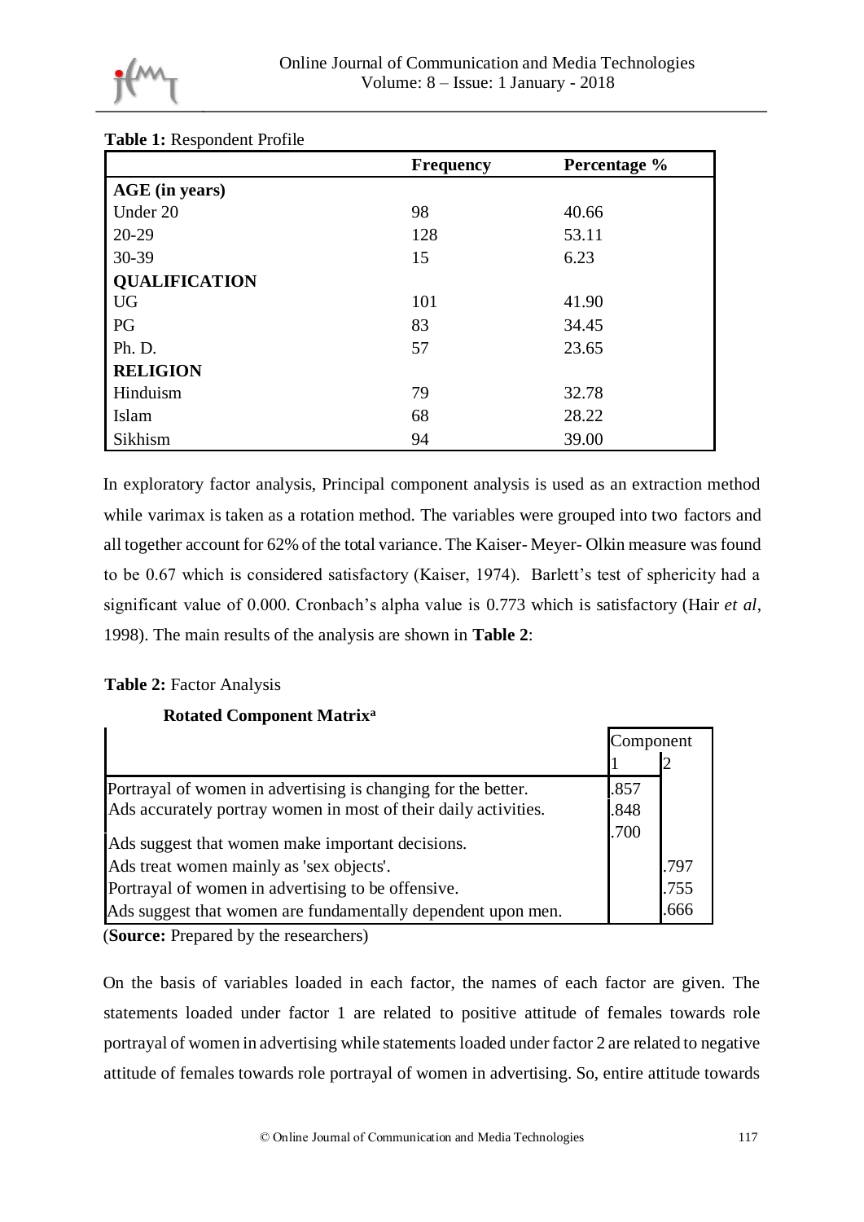**Table 1:** Respondent Profile

| | Frequency | Percentage % |
|---|---|---|
| **AGE (in years)** | | |
| Under 20 | 98 | 40.66 |
| 20-29 | 128 | 53.11 |
| 30-39 | 15 | 6.23 |
| **QUALIFICATION** | | |
| UG | 101 | 41.90 |
| PG | 83 | 34.45 |
| Ph. D. | 57 | 23.65 |
| **RELIGION** | | |
| Hinduism | 79 | 32.78 |
| Islam | 68 | 28.22 |
| Sikhism | 94 | 39.00 |

In exploratory factor analysis, Principal component analysis is used as an extraction method while varimax is taken as a rotation method. The variables were grouped into two factors and all together account for 62% of the total variance. The Kaiser- Meyer- Olkin measure was found to be 0.67 which is considered satisfactory (Kaiser, 1974). Barlett's test of sphericity had a significant value of 0.000. Cronbach's alpha value is 0.773 which is satisfactory (Hair *et al*, 1998). The main results of the analysis are shown in **Table 2**:

**Table 2:** Factor Analysis

**Rotated Component Matrix**[a]

| | Component | |
|---|---|---|
| | 1 | 2 |
| Portrayal of women in advertising is changing for the better. | .857 | |
| Ads accurately portray women in most of their daily activities. | .848 | |
| Ads suggest that women make important decisions. | .700 | |
| Ads treat women mainly as 'sex objects'. | | .797 |
| Portrayal of women in advertising to be offensive. | | .755 |
| Ads suggest that women are fundamentally dependent upon men. | | .666 |

(**Source:** Prepared by the researchers)

On the basis of variables loaded in each factor, the names of each factor are given. The statements loaded under factor 1 are related to positive attitude of females towards role portrayal of women in advertising while statements loaded under factor 2 are related to negative attitude of females towards role portrayal of women in advertising. So, entire attitude towards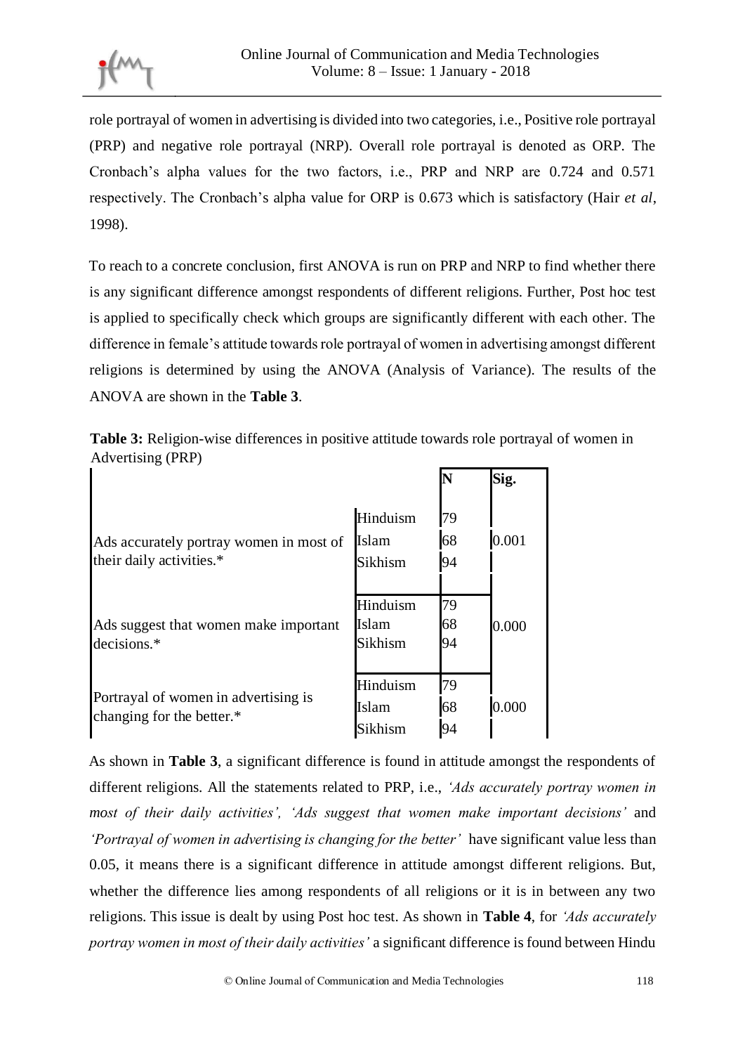role portrayal of women in advertising is divided into two categories, i.e., Positive role portrayal (PRP) and negative role portrayal (NRP). Overall role portrayal is denoted as ORP. The Cronbach's alpha values for the two factors, i.e., PRP and NRP are 0.724 and 0.571 respectively. The Cronbach's alpha value for ORP is 0.673 which is satisfactory (Hair *et al*, 1998).

To reach to a concrete conclusion, first ANOVA is run on PRP and NRP to find whether there is any significant difference amongst respondents of different religions. Further, Post hoc test is applied to specifically check which groups are significantly different with each other. The difference in female's attitude towards role portrayal of women in advertising amongst different religions is determined by using the ANOVA (Analysis of Variance). The results of the ANOVA are shown in the **Table 3**.

**Table 3:** Religion-wise differences in positive attitude towards role portrayal of women in Advertising (PRP)

| | | N | Sig. |
|---|---|---|---|
| Ads accurately portray women in most of their daily activities.* | Hinduism | 79 | 0.001 |
| | Islam | 68 | |
| | Sikhism | 94 | |
| Ads suggest that women make important decisions.* | Hinduism | 79 | 0.000 |
| | Islam | 68 | |
| | Sikhism | 94 | |
| Portrayal of women in advertising is changing for the better.* | Hinduism | 79 | 0.000 |
| | Islam | 68 | |
| | Sikhism | 94 | |

As shown in **Table 3**, a significant difference is found in attitude amongst the respondents of different religions. All the statements related to PRP, i.e., *'Ads accurately portray women in most of their daily activities', 'Ads suggest that women make important decisions'* and *'Portrayal of women in advertising is changing for the better'* have significant value less than 0.05, it means there is a significant difference in attitude amongst different religions. But, whether the difference lies among respondents of all religions or it is in between any two religions. This issue is dealt by using Post hoc test. As shown in **Table 4**, for *'Ads accurately portray women in most of their daily activities'* a significant difference is found between Hindu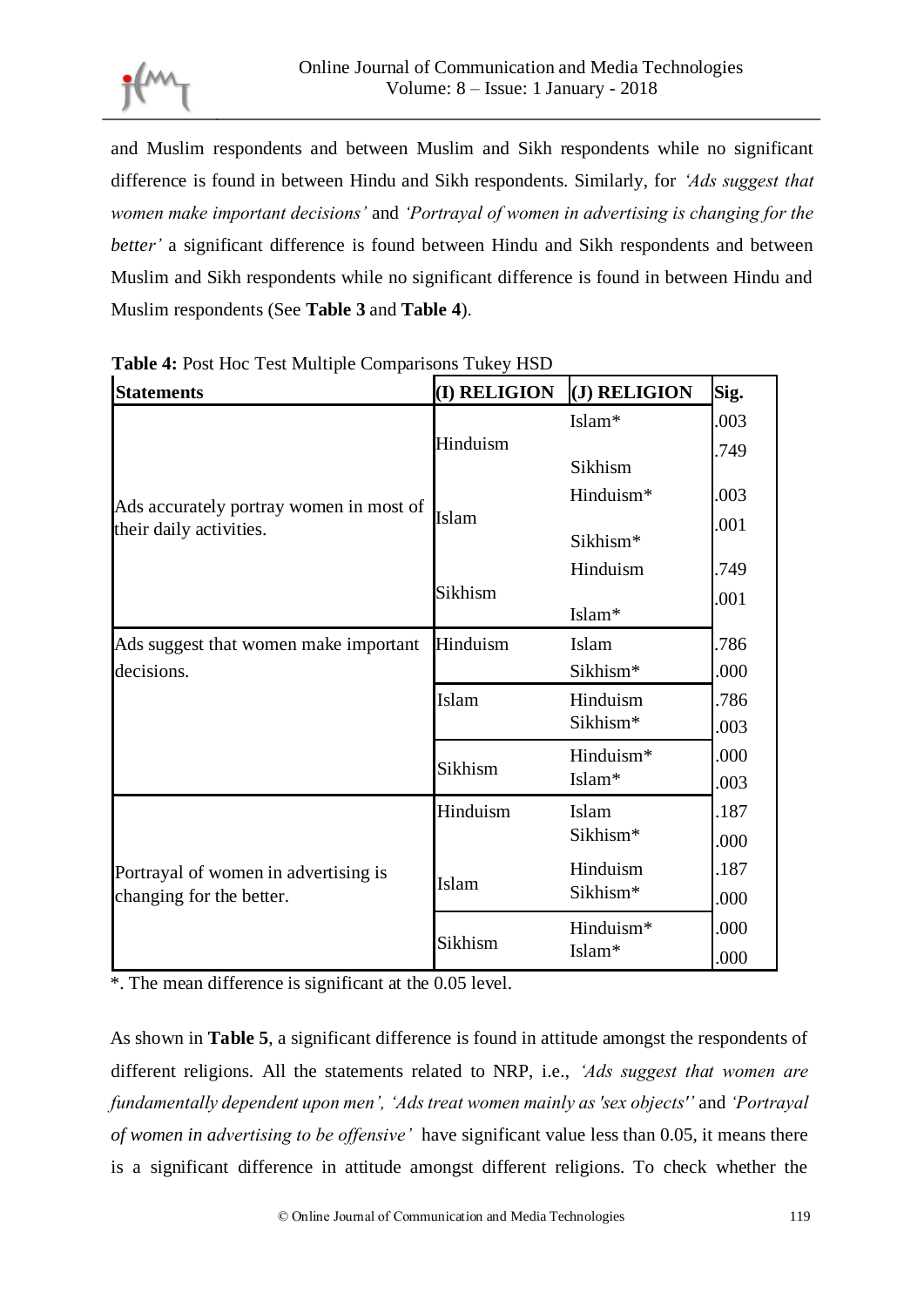and Muslim respondents and between Muslim and Sikh respondents while no significant difference is found in between Hindu and Sikh respondents. Similarly, for *'Ads suggest that women make important decisions'* and *'Portrayal of women in advertising is changing for the better'* a significant difference is found between Hindu and Sikh respondents and between Muslim and Sikh respondents while no significant difference is found in between Hindu and Muslim respondents (See **Table 3** and **Table 4**).

**Table 4:** Post Hoc Test Multiple Comparisons Tukey HSD

| Statements | (I) RELIGION | (J) RELIGION | Sig. |
|---|---|---|---|
| Ads accurately portray women in most of their daily activities. | Hinduism | Islam* | .003 |
| | | Sikhism | .749 |
| | Islam | Hinduism* | .003 |
| | | Sikhism* | .001 |
| | Sikhism | Hinduism | .749 |
| | | Islam* | .001 |
| Ads suggest that women make important decisions. | Hinduism | Islam | .786 |
| | | Sikhism* | .000 |
| | Islam | Hinduism | .786 |
| | | Sikhism* | .003 |
| | Sikhism | Hinduism* | .000 |
| | | Islam* | .003 |
| Portrayal of women in advertising is changing for the better. | Hinduism | Islam | .187 |
| | | Sikhism* | .000 |
| | Islam | Hinduism | .187 |
| | | Sikhism* | .000 |
| | Sikhism | Hinduism* | .000 |
| | | Islam* | .000 |

*. The mean difference is significant at the 0.05 level.

As shown in **Table 5**, a significant difference is found in attitude amongst the respondents of different religions. All the statements related to NRP, i.e., *'Ads suggest that women are fundamentally dependent upon men', 'Ads treat women mainly as 'sex objects''* and *'Portrayal of women in advertising to be offensive'* have significant value less than 0.05, it means there is a significant difference in attitude amongst different religions. To check whether the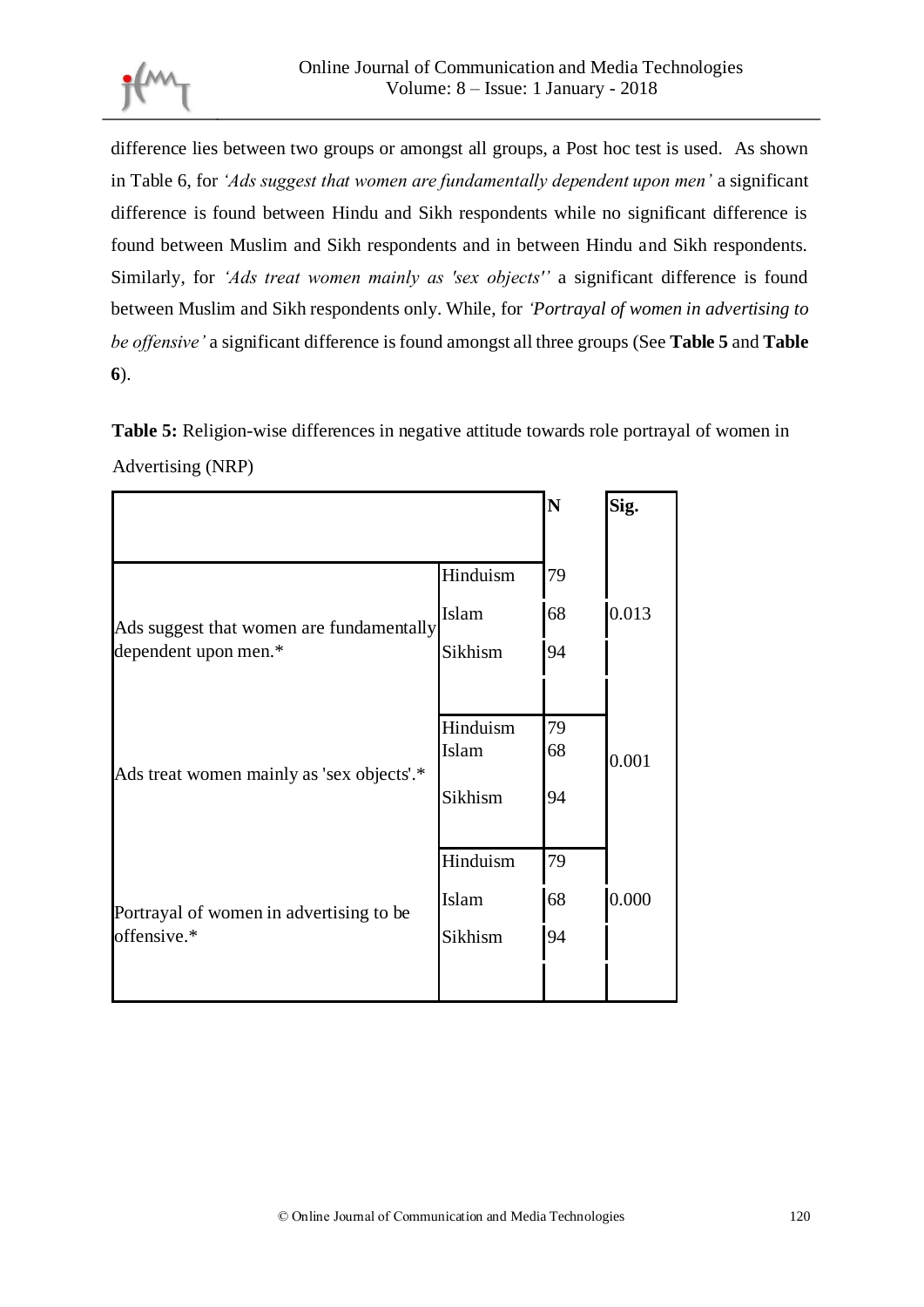difference lies between two groups or amongst all groups, a Post hoc test is used. As shown in Table 6, for *'Ads suggest that women are fundamentally dependent upon men'* a significant difference is found between Hindu and Sikh respondents while no significant difference is found between Muslim and Sikh respondents and in between Hindu and Sikh respondents. Similarly, for *'Ads treat women mainly as 'sex objects''* a significant difference is found between Muslim and Sikh respondents only. While, for *'Portrayal of women in advertising to be offensive'* a significant difference is found amongst all three groups (See **Table 5** and **Table 6**).

**Table 5:** Religion-wise differences in negative attitude towards role portrayal of women in Advertising (NRP)

| | | N | Sig. |
|---|---|---|---|
| Ads suggest that women are fundamentally dependent upon men.* | Hinduism | 79 | 0.013 |
| | Islam | 68 | |
| | Sikhism | 94 | |
| Ads treat women mainly as 'sex objects'.* | Hinduism | 79 | 0.001 |
| | Islam | 68 | |
| | Sikhism | 94 | |
| Portrayal of women in advertising to be offensive.* | Hinduism | 79 | 0.000 |
| | Islam | 68 | |
| | Sikhism | 94 | |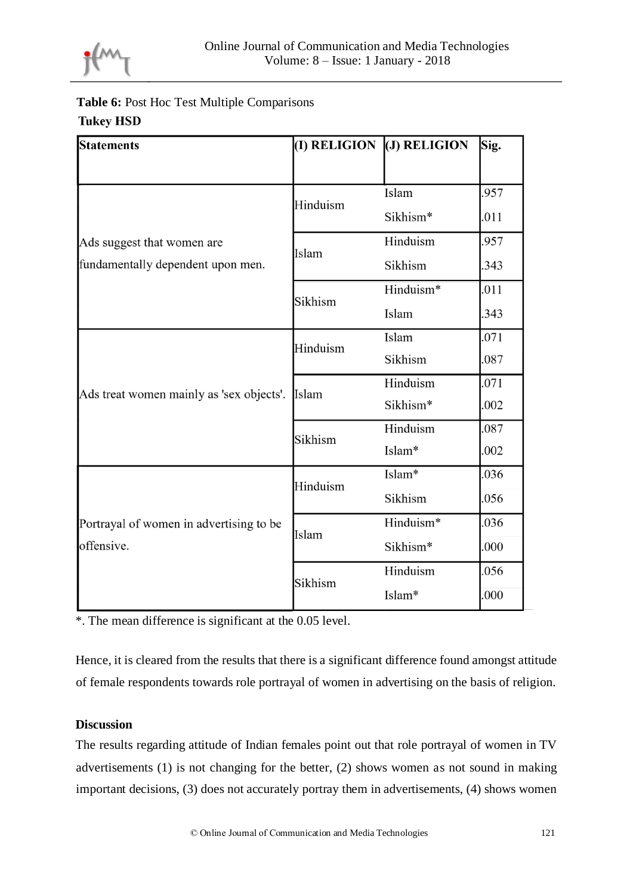**Table 6:** Post Hoc Test Multiple Comparisons

**Tukey HSD**

| Statements | (I) RELIGION | (J) RELIGION | Sig. |
|---|---|---|---|
| Ads suggest that women are fundamentally dependent upon men. | Hinduism | Islam | .957 |
| | | Sikhism* | .011 |
| | Islam | Hinduism | .957 |
| | | Sikhism | .343 |
| | Sikhism | Hinduism* | .011 |
| | | Islam | .343 |
| Ads treat women mainly as 'sex objects'. | Hinduism | Islam | .071 |
| | | Sikhism | .087 |
| | Islam | Hinduism | .071 |
| | | Sikhism* | .002 |
| | Sikhism | Hinduism | .087 |
| | | Islam* | .002 |
| Portrayal of women in advertising to be offensive. | Hinduism | Islam* | .036 |
| | | Sikhism | .056 |
| | Islam | Hinduism* | .036 |
| | | Sikhism* | .000 |
| | Sikhism | Hinduism | .056 |
| | | Islam* | .000 |

*. The mean difference is significant at the 0.05 level.

Hence, it is cleared from the results that there is a significant difference found amongst attitude of female respondents towards role portrayal of women in advertising on the basis of religion.

**Discussion**

The results regarding attitude of Indian females point out that role portrayal of women in TV advertisements (1) is not changing for the better, (2) shows women as not sound in making important decisions, (3) does not accurately portray them in advertisements, (4) shows women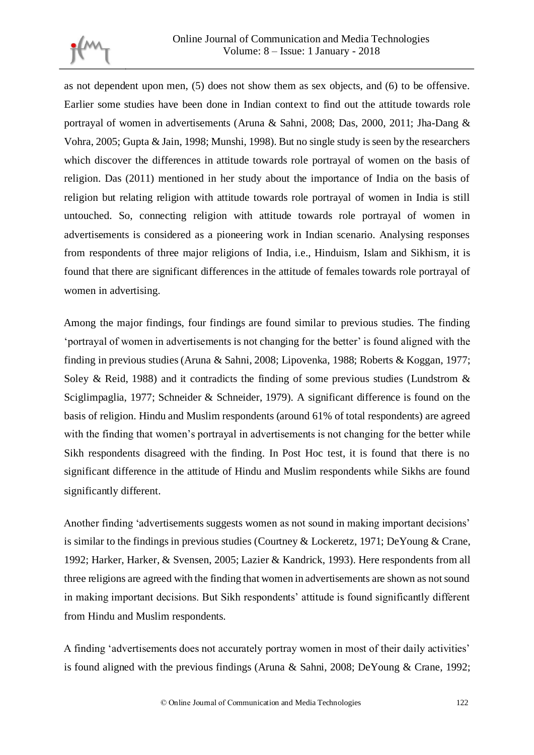as not dependent upon men, (5) does not show them as sex objects, and (6) to be offensive. Earlier some studies have been done in Indian context to find out the attitude towards role portrayal of women in advertisements (Aruna & Sahni, 2008; Das, 2000, 2011; Jha-Dang & Vohra, 2005; Gupta & Jain, 1998; Munshi, 1998). But no single study is seen by the researchers which discover the differences in attitude towards role portrayal of women on the basis of religion. Das (2011) mentioned in her study about the importance of India on the basis of religion but relating religion with attitude towards role portrayal of women in India is still untouched. So, connecting religion with attitude towards role portrayal of women in advertisements is considered as a pioneering work in Indian scenario. Analysing responses from respondents of three major religions of India, i.e., Hinduism, Islam and Sikhism, it is found that there are significant differences in the attitude of females towards role portrayal of women in advertising.

Among the major findings, four findings are found similar to previous studies. The finding 'portrayal of women in advertisements is not changing for the better' is found aligned with the finding in previous studies (Aruna & Sahni, 2008; Lipovenka, 1988; Roberts & Koggan, 1977; Soley & Reid, 1988) and it contradicts the finding of some previous studies (Lundstrom & Sciglimpaglia, 1977; Schneider & Schneider, 1979). A significant difference is found on the basis of religion. Hindu and Muslim respondents (around 61% of total respondents) are agreed with the finding that women's portrayal in advertisements is not changing for the better while Sikh respondents disagreed with the finding. In Post Hoc test, it is found that there is no significant difference in the attitude of Hindu and Muslim respondents while Sikhs are found significantly different.

Another finding 'advertisements suggests women as not sound in making important decisions' is similar to the findings in previous studies (Courtney & Lockeretz, 1971; DeYoung & Crane, 1992; Harker, Harker, & Svensen, 2005; Lazier & Kandrick, 1993). Here respondents from all three religions are agreed with the finding that women in advertisements are shown as not sound in making important decisions. But Sikh respondents' attitude is found significantly different from Hindu and Muslim respondents.

A finding 'advertisements does not accurately portray women in most of their daily activities' is found aligned with the previous findings (Aruna & Sahni, 2008; DeYoung & Crane, 1992;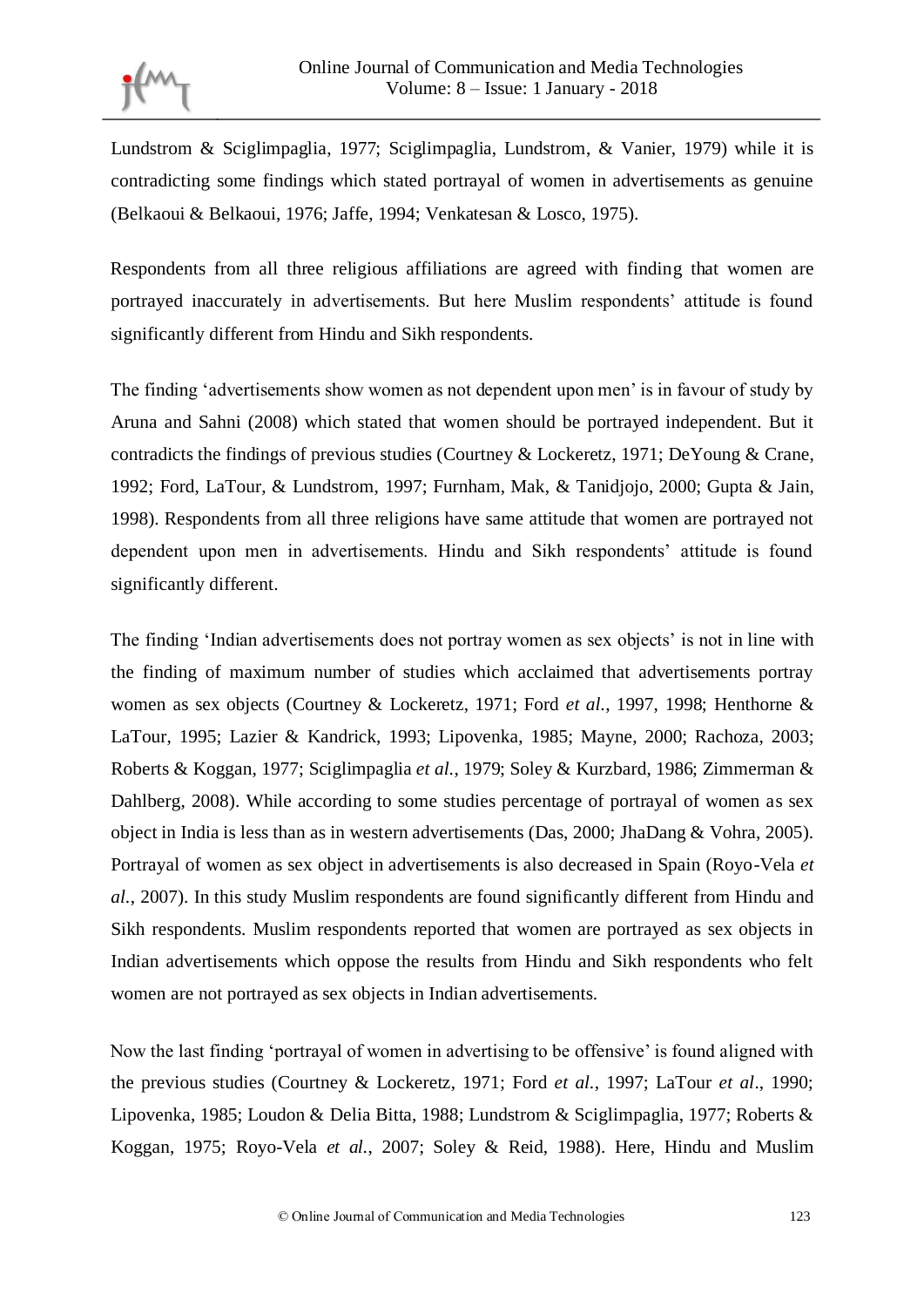Lundstrom & Sciglimpaglia, 1977; Sciglimpaglia, Lundstrom, & Vanier, 1979) while it is contradicting some findings which stated portrayal of women in advertisements as genuine (Belkaoui & Belkaoui, 1976; Jaffe, 1994; Venkatesan & Losco, 1975).

Respondents from all three religious affiliations are agreed with finding that women are portrayed inaccurately in advertisements. But here Muslim respondents' attitude is found significantly different from Hindu and Sikh respondents.

The finding 'advertisements show women as not dependent upon men' is in favour of study by Aruna and Sahni (2008) which stated that women should be portrayed independent. But it contradicts the findings of previous studies (Courtney & Lockeretz, 1971; DeYoung & Crane, 1992; Ford, LaTour, & Lundstrom, 1997; Furnham, Mak, & Tanidjojo, 2000; Gupta & Jain, 1998). Respondents from all three religions have same attitude that women are portrayed not dependent upon men in advertisements. Hindu and Sikh respondents' attitude is found significantly different.

The finding 'Indian advertisements does not portray women as sex objects' is not in line with the finding of maximum number of studies which acclaimed that advertisements portray women as sex objects (Courtney & Lockeretz, 1971; Ford *et al.*, 1997, 1998; Henthorne & LaTour, 1995; Lazier & Kandrick, 1993; Lipovenka, 1985; Mayne, 2000; Rachoza, 2003; Roberts & Koggan, 1977; Sciglimpaglia *et al.*, 1979; Soley & Kurzbard, 1986; Zimmerman & Dahlberg, 2008). While according to some studies percentage of portrayal of women as sex object in India is less than as in western advertisements (Das, 2000; JhaDang & Vohra, 2005). Portrayal of women as sex object in advertisements is also decreased in Spain (Royo-Vela *et al.*, 2007). In this study Muslim respondents are found significantly different from Hindu and Sikh respondents. Muslim respondents reported that women are portrayed as sex objects in Indian advertisements which oppose the results from Hindu and Sikh respondents who felt women are not portrayed as sex objects in Indian advertisements.

Now the last finding 'portrayal of women in advertising to be offensive' is found aligned with the previous studies (Courtney & Lockeretz, 1971; Ford *et al.*, 1997; LaTour *et al*., 1990; Lipovenka, 1985; Loudon & Delia Bitta, 1988; Lundstrom & Sciglimpaglia, 1977; Roberts & Koggan, 1975; Royo-Vela *et al.*, 2007; Soley & Reid, 1988). Here, Hindu and Muslim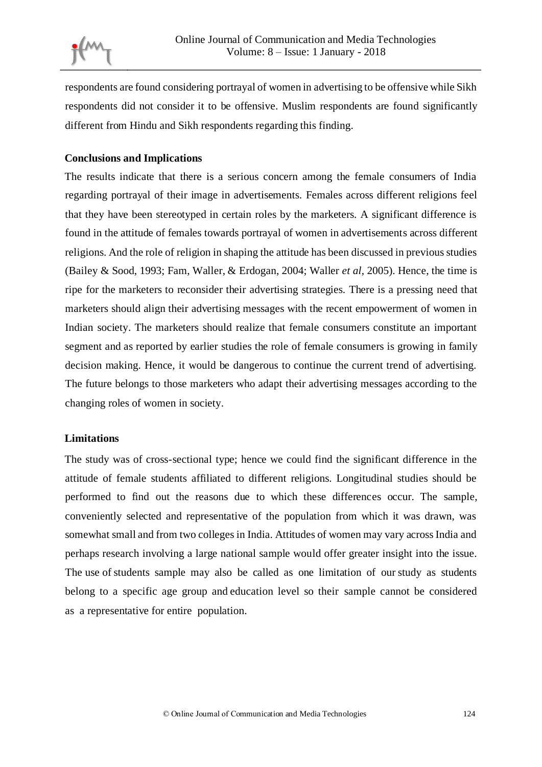respondents are found considering portrayal of women in advertising to be offensive while Sikh respondents did not consider it to be offensive. Muslim respondents are found significantly different from Hindu and Sikh respondents regarding this finding.

**Conclusions and Implications**

The results indicate that there is a serious concern among the female consumers of India regarding portrayal of their image in advertisements. Females across different religions feel that they have been stereotyped in certain roles by the marketers. A significant difference is found in the attitude of females towards portrayal of women in advertisements across different religions. And the role of religion in shaping the attitude has been discussed in previous studies (Bailey & Sood, 1993; Fam, Waller, & Erdogan, 2004; Waller *et al*, 2005). Hence, the time is ripe for the marketers to reconsider their advertising strategies. There is a pressing need that marketers should align their advertising messages with the recent empowerment of women in Indian society. The marketers should realize that female consumers constitute an important segment and as reported by earlier studies the role of female consumers is growing in family decision making. Hence, it would be dangerous to continue the current trend of advertising. The future belongs to those marketers who adapt their advertising messages according to the changing roles of women in society.

**Limitations**

The study was of cross-sectional type; hence we could find the significant difference in the attitude of female students affiliated to different religions. Longitudinal studies should be performed to find out the reasons due to which these differences occur. The sample, conveniently selected and representative of the population from which it was drawn, was somewhat small and from two colleges in India. Attitudes of women may vary across India and perhaps research involving a large national sample would offer greater insight into the issue. The use of students sample may also be called as one limitation of our study as students belong to a specific age group and education level so their sample cannot be considered as a representative for entire population.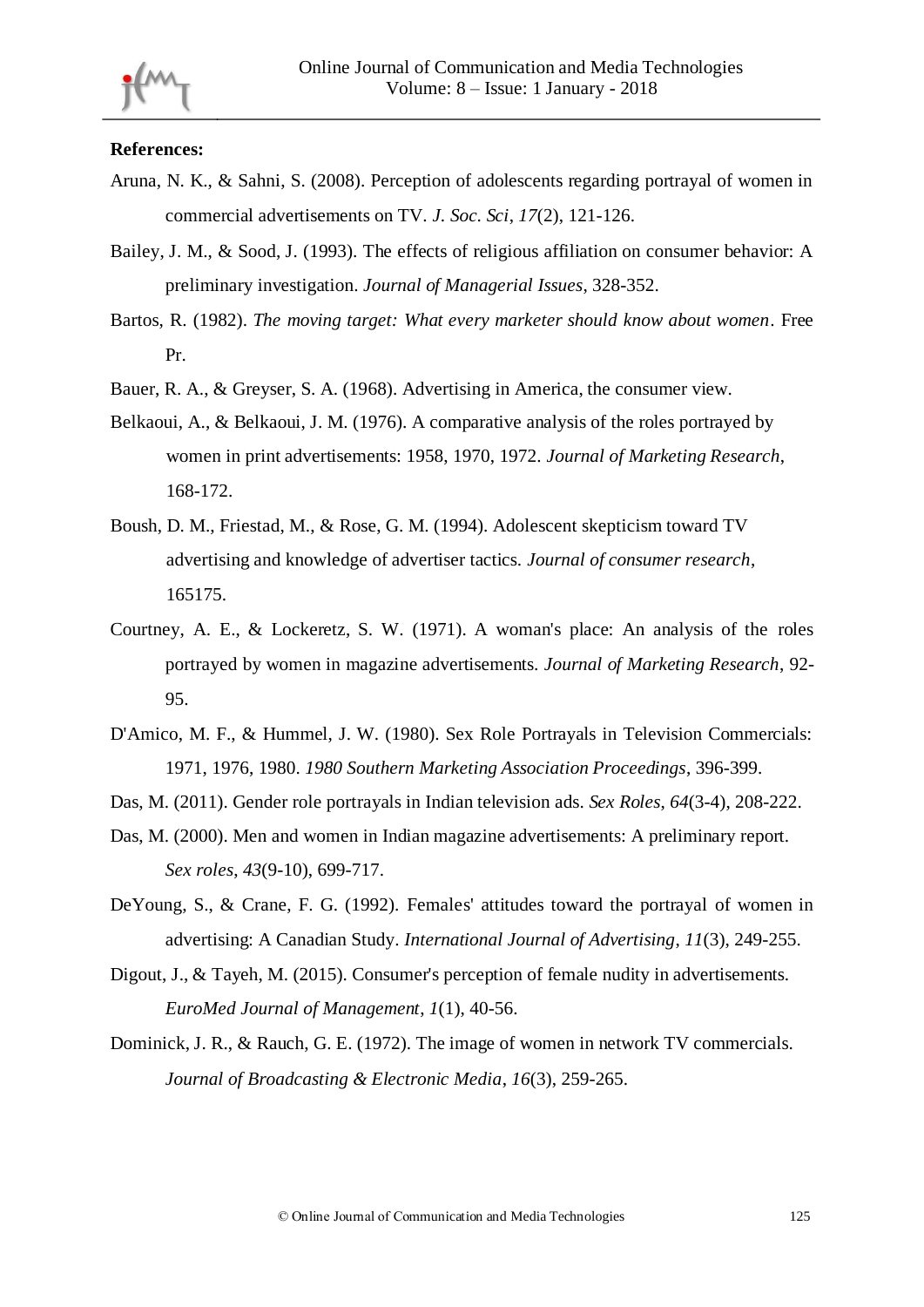**References:**

Aruna, N. K., & Sahni, S. (2008). Perception of adolescents regarding portrayal of women in commercial advertisements on TV. *J. Soc. Sci*, *17*(2), 121-126.

Bailey, J. M., & Sood, J. (1993). The effects of religious affiliation on consumer behavior: A preliminary investigation. *Journal of Managerial Issues*, 328-352.

Bartos, R. (1982). *The moving target: What every marketer should know about women*. Free Pr.

Bauer, R. A., & Greyser, S. A. (1968). Advertising in America, the consumer view.

Belkaoui, A., & Belkaoui, J. M. (1976). A comparative analysis of the roles portrayed by women in print advertisements: 1958, 1970, 1972. *Journal of Marketing Research*, 168-172.

Boush, D. M., Friestad, M., & Rose, G. M. (1994). Adolescent skepticism toward TV advertising and knowledge of advertiser tactics. *Journal of consumer research*, 165175.

Courtney, A. E., & Lockeretz, S. W. (1971). A woman's place: An analysis of the roles portrayed by women in magazine advertisements. *Journal of Marketing Research*, 92-95.

D'Amico, M. F., & Hummel, J. W. (1980). Sex Role Portrayals in Television Commercials: 1971, 1976, 1980. *1980 Southern Marketing Association Proceedings*, 396-399.

Das, M. (2011). Gender role portrayals in Indian television ads. *Sex Roles*, *64*(3-4), 208-222.

Das, M. (2000). Men and women in Indian magazine advertisements: A preliminary report. *Sex roles*, *43*(9-10), 699-717.

DeYoung, S., & Crane, F. G. (1992). Females' attitudes toward the portrayal of women in advertising: A Canadian Study. *International Journal of Advertising*, *11*(3), 249-255.

Digout, J., & Tayeh, M. (2015). Consumer's perception of female nudity in advertisements. *EuroMed Journal of Management*, *1*(1), 40-56.

Dominick, J. R., & Rauch, G. E. (1972). The image of women in network TV commercials. *Journal of Broadcasting & Electronic Media*, *16*(3), 259-265.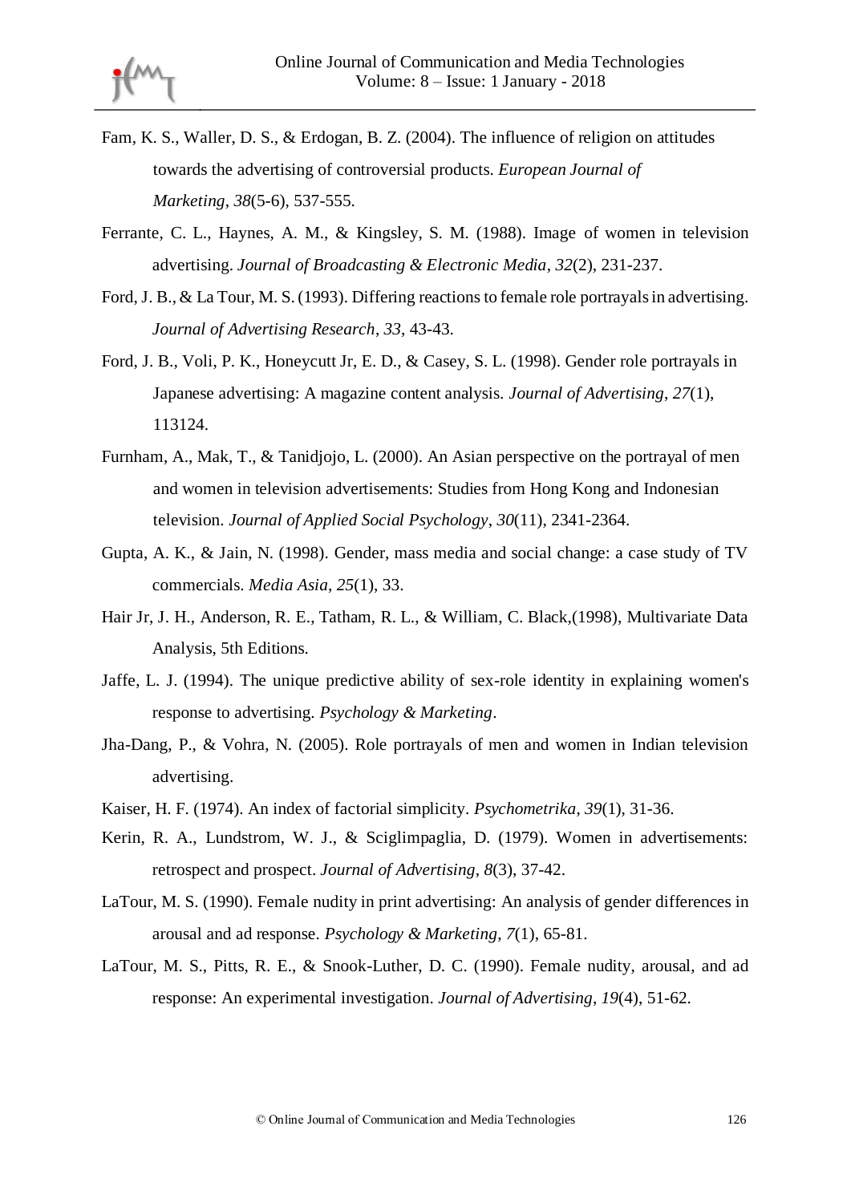Fam, K. S., Waller, D. S., & Erdogan, B. Z. (2004). The influence of religion on attitudes towards the advertising of controversial products. *European Journal of Marketing*, *38*(5-6), 537-555.

Ferrante, C. L., Haynes, A. M., & Kingsley, S. M. (1988). Image of women in television advertising. *Journal of Broadcasting & Electronic Media*, *32*(2), 231-237.

Ford, J. B., & La Tour, M. S. (1993). Differing reactions to female role portrayals in advertising. *Journal of Advertising Research*, *33*, 43-43.

Ford, J. B., Voli, P. K., Honeycutt Jr, E. D., & Casey, S. L. (1998). Gender role portrayals in Japanese advertising: A magazine content analysis. *Journal of Advertising*, *27*(1), 113124.

Furnham, A., Mak, T., & Tanidjojo, L. (2000). An Asian perspective on the portrayal of men and women in television advertisements: Studies from Hong Kong and Indonesian television. *Journal of Applied Social Psychology*, *30*(11), 2341-2364.

Gupta, A. K., & Jain, N. (1998). Gender, mass media and social change: a case study of TV commercials. *Media Asia*, *25*(1), 33.

Hair Jr, J. H., Anderson, R. E., Tatham, R. L., & William, C. Black,(1998), Multivariate Data Analysis, 5th Editions.

Jaffe, L. J. (1994). The unique predictive ability of sex-role identity in explaining women's response to advertising. *Psychology & Marketing*.

Jha-Dang, P., & Vohra, N. (2005). Role portrayals of men and women in Indian television advertising.

Kaiser, H. F. (1974). An index of factorial simplicity. *Psychometrika*, *39*(1), 31-36.

Kerin, R. A., Lundstrom, W. J., & Sciglimpaglia, D. (1979). Women in advertisements: retrospect and prospect. *Journal of Advertising*, *8*(3), 37-42.

LaTour, M. S. (1990). Female nudity in print advertising: An analysis of gender differences in arousal and ad response. *Psychology & Marketing*, *7*(1), 65-81.

LaTour, M. S., Pitts, R. E., & Snook-Luther, D. C. (1990). Female nudity, arousal, and ad response: An experimental investigation. *Journal of Advertising*, *19*(4), 51-62.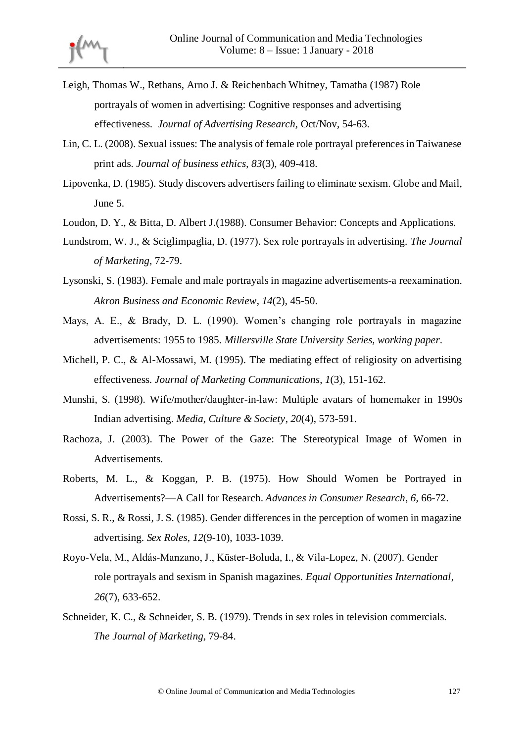Leigh, Thomas W., Rethans, Arno J. & Reichenbach Whitney, Tamatha (1987) Role portrayals of women in advertising: Cognitive responses and advertising effectiveness. *Journal of Advertising Research*, Oct/Nov, 54-63.

Lin, C. L. (2008). Sexual issues: The analysis of female role portrayal preferences in Taiwanese print ads. *Journal of business ethics*, *83*(3), 409-418.

Lipovenka, D. (1985). Study discovers advertisers failing to eliminate sexism. Globe and Mail, June 5.

Loudon, D. Y., & Bitta, D. Albert J.(1988). Consumer Behavior: Concepts and Applications.

Lundstrom, W. J., & Sciglimpaglia, D. (1977). Sex role portrayals in advertising. *The Journal of Marketing*, 72-79.

Lysonski, S. (1983). Female and male portrayals in magazine advertisements-a reexamination. *Akron Business and Economic Review*, *14*(2), 45-50.

Mays, A. E., & Brady, D. L. (1990). Women's changing role portrayals in magazine advertisements: 1955 to 1985. *Millersville State University Series, working paper*.

Michell, P. C., & Al-Mossawi, M. (1995). The mediating effect of religiosity on advertising effectiveness. *Journal of Marketing Communications*, *1*(3), 151-162.

Munshi, S. (1998). Wife/mother/daughter-in-law: Multiple avatars of homemaker in 1990s Indian advertising. *Media, Culture & Society*, *20*(4), 573-591.

Rachoza, J. (2003). The Power of the Gaze: The Stereotypical Image of Women in Advertisements.

Roberts, M. L., & Koggan, P. B. (1975). How Should Women be Portrayed in Advertisements?—A Call for Research. *Advances in Consumer Research*, *6*, 66-72.

Rossi, S. R., & Rossi, J. S. (1985). Gender differences in the perception of women in magazine advertising. *Sex Roles*, *12*(9-10), 1033-1039.

Royo-Vela, M., Aldás-Manzano, J., Küster-Boluda, I., & Vila-Lopez, N. (2007). Gender role portrayals and sexism in Spanish magazines. *Equal Opportunities International*, *26*(7), 633-652.

Schneider, K. C., & Schneider, S. B. (1979). Trends in sex roles in television commercials. *The Journal of Marketing*, 79-84.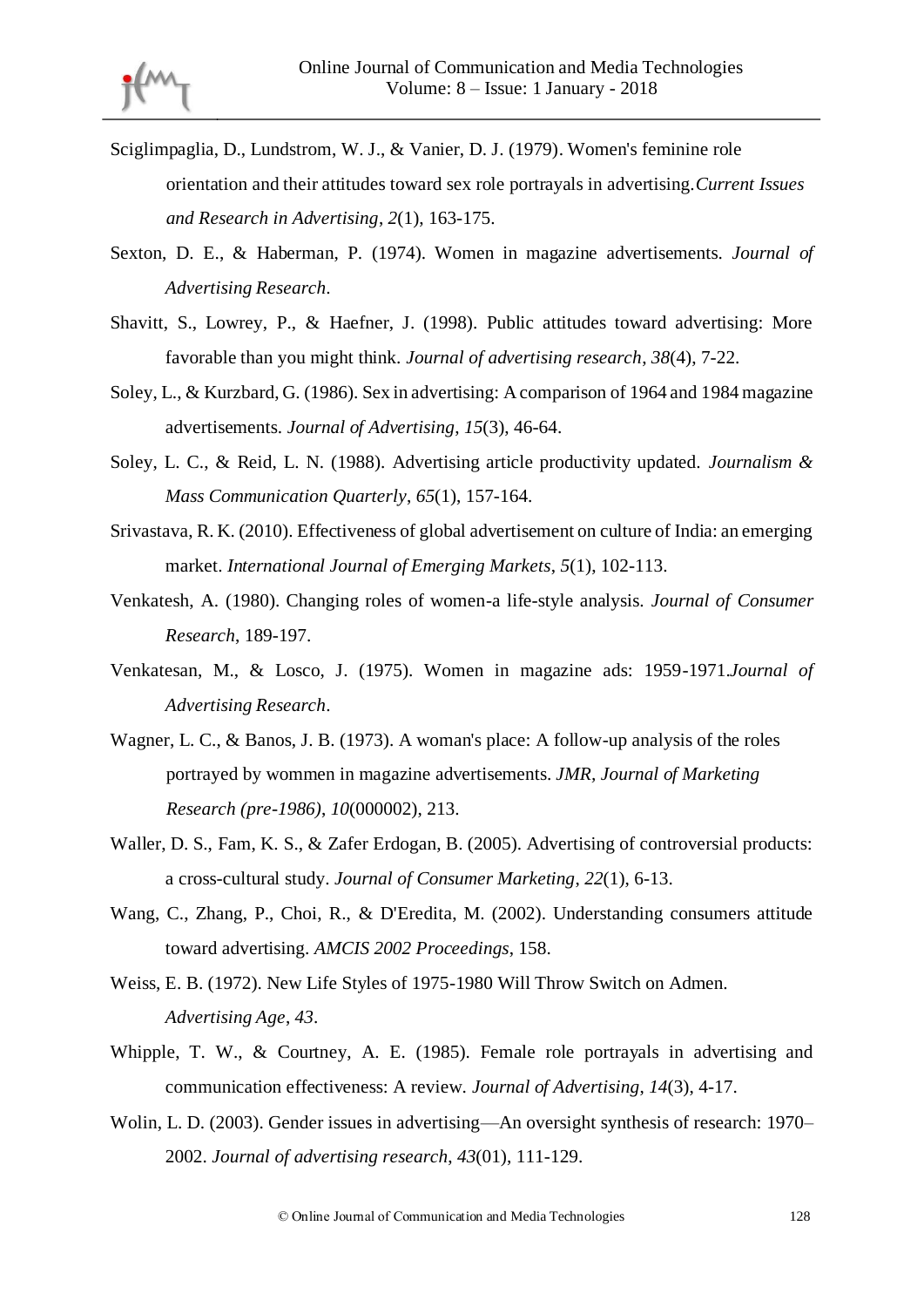Sciglimpaglia, D., Lundstrom, W. J., & Vanier, D. J. (1979). Women's feminine role orientation and their attitudes toward sex role portrayals in advertising.*Current Issues and Research in Advertising*, *2*(1), 163-175.

Sexton, D. E., & Haberman, P. (1974). Women in magazine advertisements. *Journal of Advertising Research*.

Shavitt, S., Lowrey, P., & Haefner, J. (1998). Public attitudes toward advertising: More favorable than you might think. *Journal of advertising research*, *38*(4), 7-22.

Soley, L., & Kurzbard, G. (1986). Sex in advertising: A comparison of 1964 and 1984 magazine advertisements. *Journal of Advertising*, *15*(3), 46-64.

Soley, L. C., & Reid, L. N. (1988). Advertising article productivity updated. *Journalism & Mass Communication Quarterly*, *65*(1), 157-164.

Srivastava, R. K. (2010). Effectiveness of global advertisement on culture of India: an emerging market. *International Journal of Emerging Markets*, *5*(1), 102-113.

Venkatesh, A. (1980). Changing roles of women-a life-style analysis. *Journal of Consumer Research*, 189-197.

Venkatesan, M., & Losco, J. (1975). Women in magazine ads: 1959-1971.*Journal of Advertising Research*.

Wagner, L. C., & Banos, J. B. (1973). A woman's place: A follow-up analysis of the roles portrayed by wommen in magazine advertisements. *JMR, Journal of Marketing Research (pre-1986)*, *10*(000002), 213.

Waller, D. S., Fam, K. S., & Zafer Erdogan, B. (2005). Advertising of controversial products: a cross-cultural study. *Journal of Consumer Marketing*, *22*(1), 6-13.

Wang, C., Zhang, P., Choi, R., & D'Eredita, M. (2002). Understanding consumers attitude toward advertising. *AMCIS 2002 Proceedings*, 158.

Weiss, E. B. (1972). New Life Styles of 1975-1980 Will Throw Switch on Admen. *Advertising Age*, *43*.

Whipple, T. W., & Courtney, A. E. (1985). Female role portrayals in advertising and communication effectiveness: A review. *Journal of Advertising*, *14*(3), 4-17.

Wolin, L. D. (2003). Gender issues in advertising—An oversight synthesis of research: 1970–2002. *Journal of advertising research*, *43*(01), 111-129.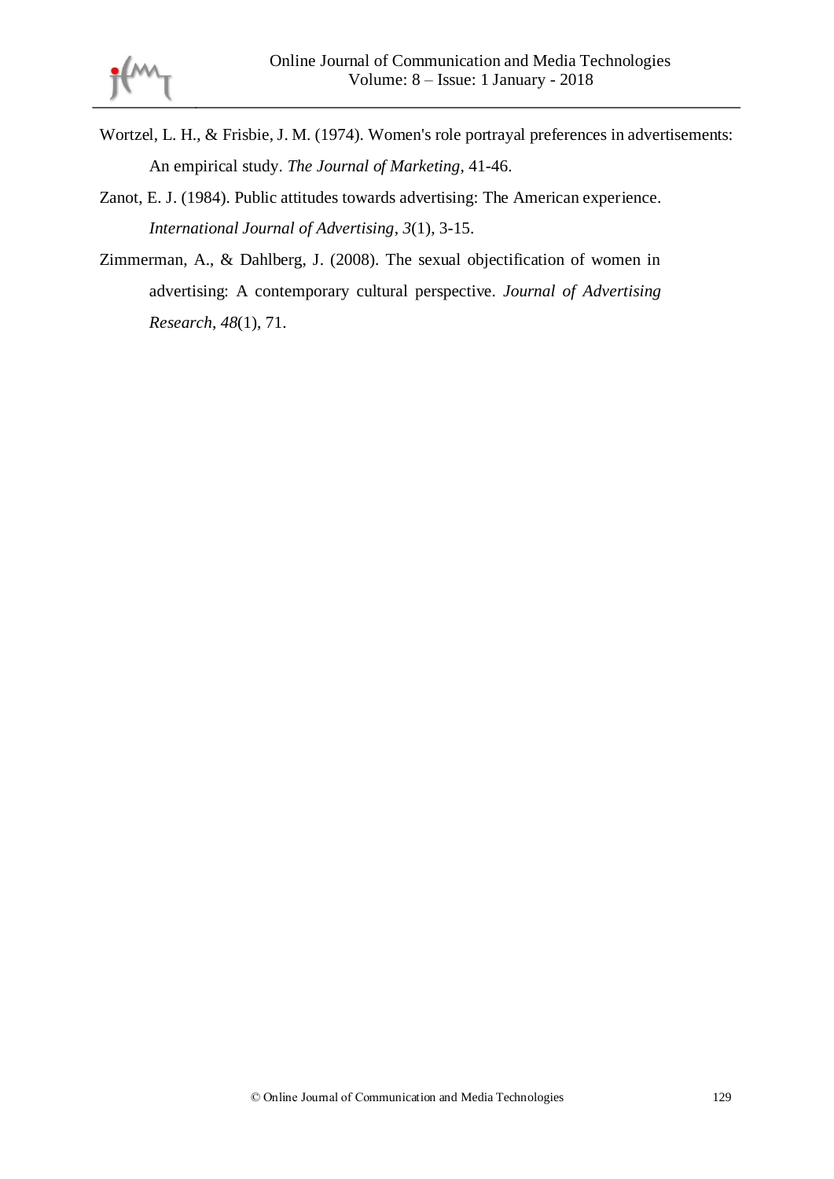Wortzel, L. H., & Frisbie, J. M. (1974). Women's role portrayal preferences in advertisements: An empirical study. *The Journal of Marketing*, 41-46.

Zanot, E. J. (1984). Public attitudes towards advertising: The American experience. *International Journal of Advertising*, *3*(1), 3-15.

Zimmerman, A., & Dahlberg, J. (2008). The sexual objectification of women in advertising: A contemporary cultural perspective. *Journal of Advertising Research*, *48*(1), 71.